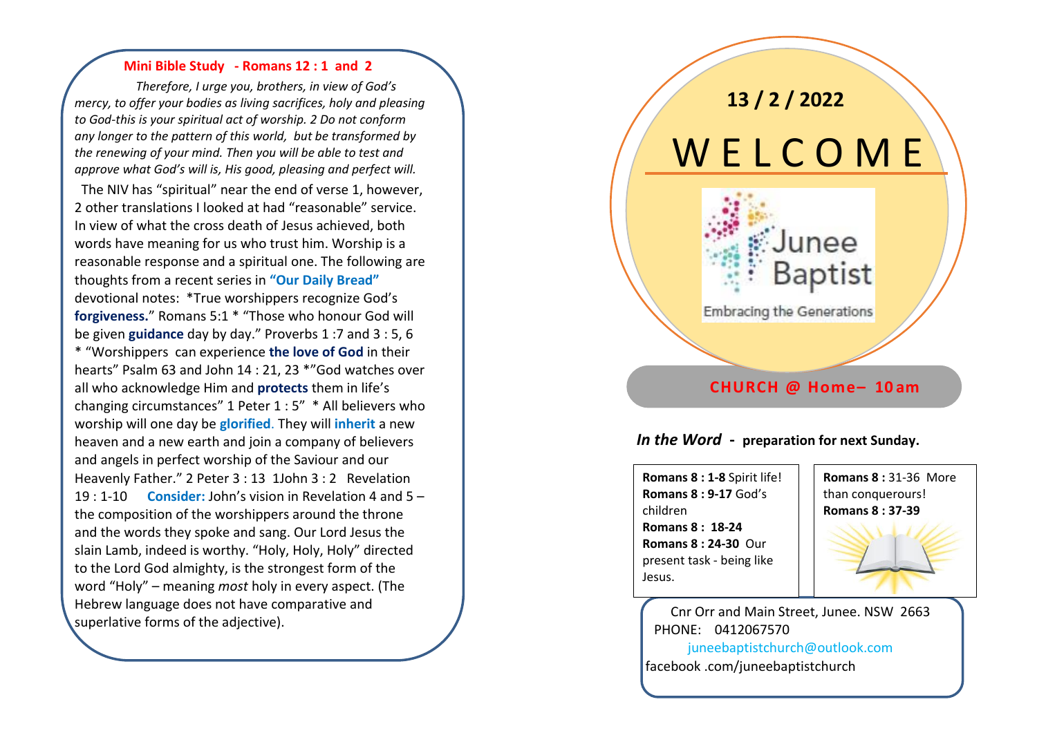## Mini Bible Study - Romans 12 : 1 and 2

*Therefore, I urge you, brothers, in view of God's mercy, to offer your bodies as living sacrifices, holy and pleasing to God-this is your spiritual act of worship. 2 Do not conform any longer to the pattern of this world, but be transformed by the renewing of your mind. Then you will be able to test and approve what God's will is, His good, pleasing and perfect will.*

The NIV has "spiritual" near the end of verse 1, however, 2 other translations I looked at had "reasonable" service. In view of what the cross death of Jesus achieved, both words have meaning for us who trust him. Worship is a reasonable response and a spiritual one. The following are thoughts from a recent series in **"Our Daily Bread"** devotional notes: *True worshippers recognize God's **forgiveness.**" Romans 5:1 * "Those who honour God will be given **guidance** day by day." Proverbs 1 :7 and 3 : 5, 6 * "Worshippers can experience **the love of God** in their hearts" Psalm 63 and John 14 : 21, 23 *"God watches over all who acknowledge Him and **protects** them in life's changing circumstances" 1 Peter 1 : 5" * All believers who worship will one day be **glorified**. They will **inherit** a new heaven and a new earth and join a company of believers and angels in perfect worship of the Saviour and our Heavenly Father." 2 Peter 3 : 13 1John 3 : 2 Revelation 19 : 1-10 **Consider:** John's vision in Revelation 4 and 5 – the composition of the worshippers around the throne and the words they spoke and sang. Our Lord Jesus the slain Lamb, indeed is worthy. "Holy, Holy, Holy" directed to the Lord God almighty, is the strongest form of the word "Holy" – meaning *most* holy in every aspect. (The Hebrew language does not have comparative and superlative forms of the adjective).

**13 / 2 / 2022**

# WELCOME

Junee Baptist

Embracing the Generations

**CHURCH @ Home– 10am**

***In the Word*** **- preparation for next Sunday.**

**Romans 8 : 1-8** Spirit life!
**Romans 8 : 9-17** God's children
**Romans 8 : 18-24**
**Romans 8 : 24-30** Our present task - being like Jesus.

**Romans 8 :** 31-36 More than conquerours!
**Romans 8 : 37-39**

Cnr Orr and Main Street, Junee. NSW 2663
PHONE: 0412067570
juneebaptistchurch@outlook.com
facebook .com/juneebaptistchurch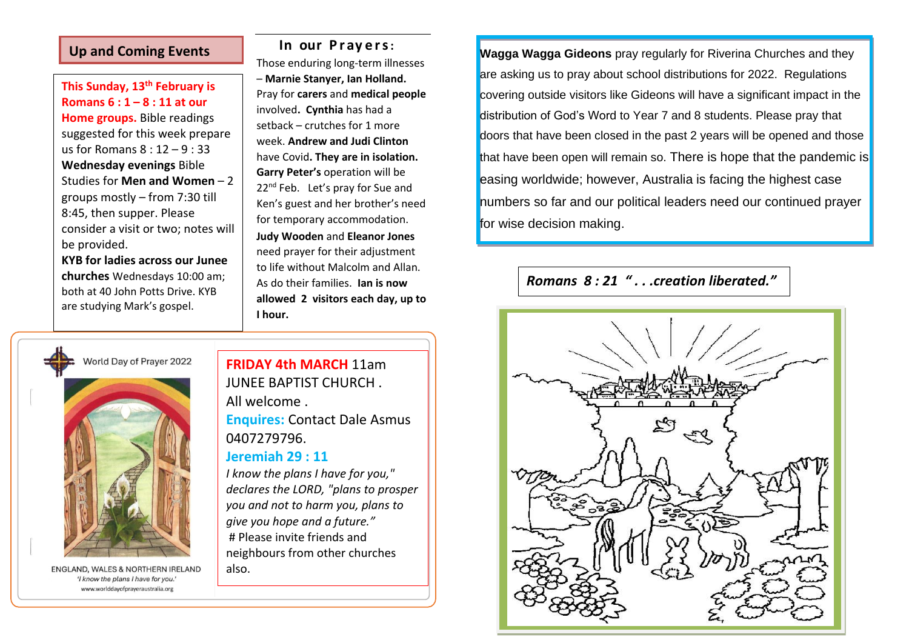## Up and Coming Events

**This Sunday, 13th February is Romans 6 : 1 – 8 : 11 at our Home groups.** Bible readings suggested for this week prepare us for Romans 8 : 12 – 9 : 33

**Wednesday evenings** Bible Studies for **Men and Women** – 2 groups mostly – from 7:30 till 8:45, then supper. Please consider a visit or two; notes will be provided.

**KYB for ladies across our Junee churches** Wednesdays 10:00 am; both at 40 John Potts Drive. KYB are studying Mark's gospel.

## In our Prayers:

Those enduring long-term illnesses – **Marnie Stanyer, Ian Holland.** Pray for **carers** and **medical people** involved**. Cynthia** has had a setback – crutches for 1 more week. **Andrew and Judi Clinton** have Covid**. They are in isolation. Garry Peter's** operation will be 22nd Feb. Let's pray for Sue and Ken's guest and her brother's need for temporary accommodation. **Judy Wooden** and **Eleanor Jones** need prayer for their adjustment to life without Malcolm and Allan. As do their families. **Ian is now allowed 2 visitors each day, up to I hour.**

World Day of Prayer 2022

ENGLAND, WALES & NORTHERN IRELAND
*'I know the plans I have for you.'*
www.worlddayofprayeraustralia.org

**FRIDAY 4th MARCH** 11am
JUNEE BAPTIST CHURCH .
All welcome .
**Enquires:** Contact Dale Asmus 0407279796.

**Jeremiah 29 : 11**

*I know the plans I have for you," declares the LORD, "plans to prosper you and not to harm you, plans to give you hope and a future."*

# Please invite friends and neighbours from other churches also.

**Wagga Wagga Gideons** pray regularly for Riverina Churches and they are asking us to pray about school distributions for 2022. Regulations covering outside visitors like Gideons will have a significant impact in the distribution of God's Word to Year 7 and 8 students. Please pray that doors that have been closed in the past 2 years will be opened and those that have been open will remain so. There is hope that the pandemic is easing worldwide; however, Australia is facing the highest case numbers so far and our political leaders need our continued prayer for wise decision making.

***Romans 8 : 21 " . . .creation liberated."***